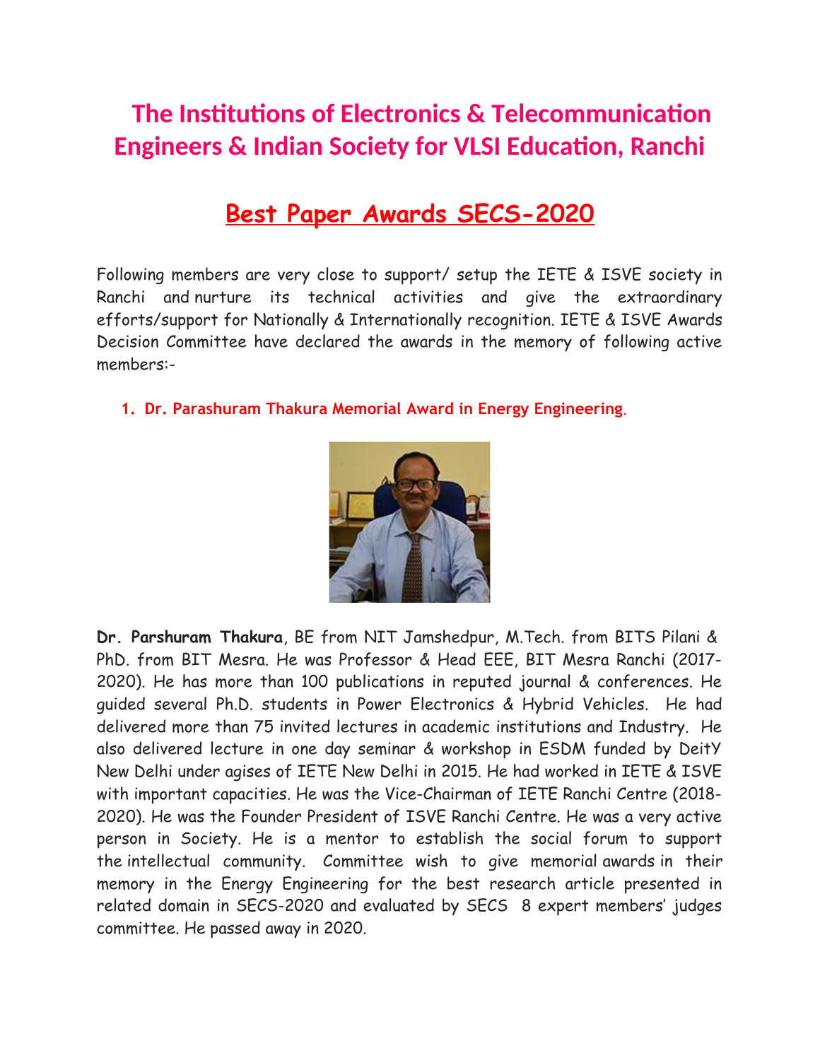# The Institutions of Electronics & Telecommunication Engineers & Indian Society for VLSI Education, Ranchi

## Best Paper Awards SECS-2020

Following members are very close to support/ setup the IETE & ISVE society in Ranchi and nurture its technical activities and give the extraordinary efforts/support for Nationally & Internationally recognition. IETE & ISVE Awards Decision Committee have declared the awards in the memory of following active members:-

1. **Dr. Parashuram Thakura Memorial Award in Energy Engineering.**

**Dr. Parshuram Thakura**, BE from NIT Jamshedpur, M.Tech. from BITS Pilani & PhD. from BIT Mesra. He was Professor & Head EEE, BIT Mesra Ranchi (2017-2020). He has more than 100 publications in reputed journal & conferences. He guided several Ph.D. students in Power Electronics & Hybrid Vehicles. He had delivered more than 75 invited lectures in academic institutions and Industry. He also delivered lecture in one day seminar & workshop in ESDM funded by DeitY New Delhi under agises of IETE New Delhi in 2015. He had worked in IETE & ISVE with important capacities. He was the Vice-Chairman of IETE Ranchi Centre (2018-2020). He was the Founder President of ISVE Ranchi Centre. He was a very active person in Society. He is a mentor to establish the social forum to support the intellectual community. Committee wish to give memorial awards in their memory in the Energy Engineering for the best research article presented in related domain in SECS-2020 and evaluated by SECS 8 expert members' judges committee. He passed away in 2020.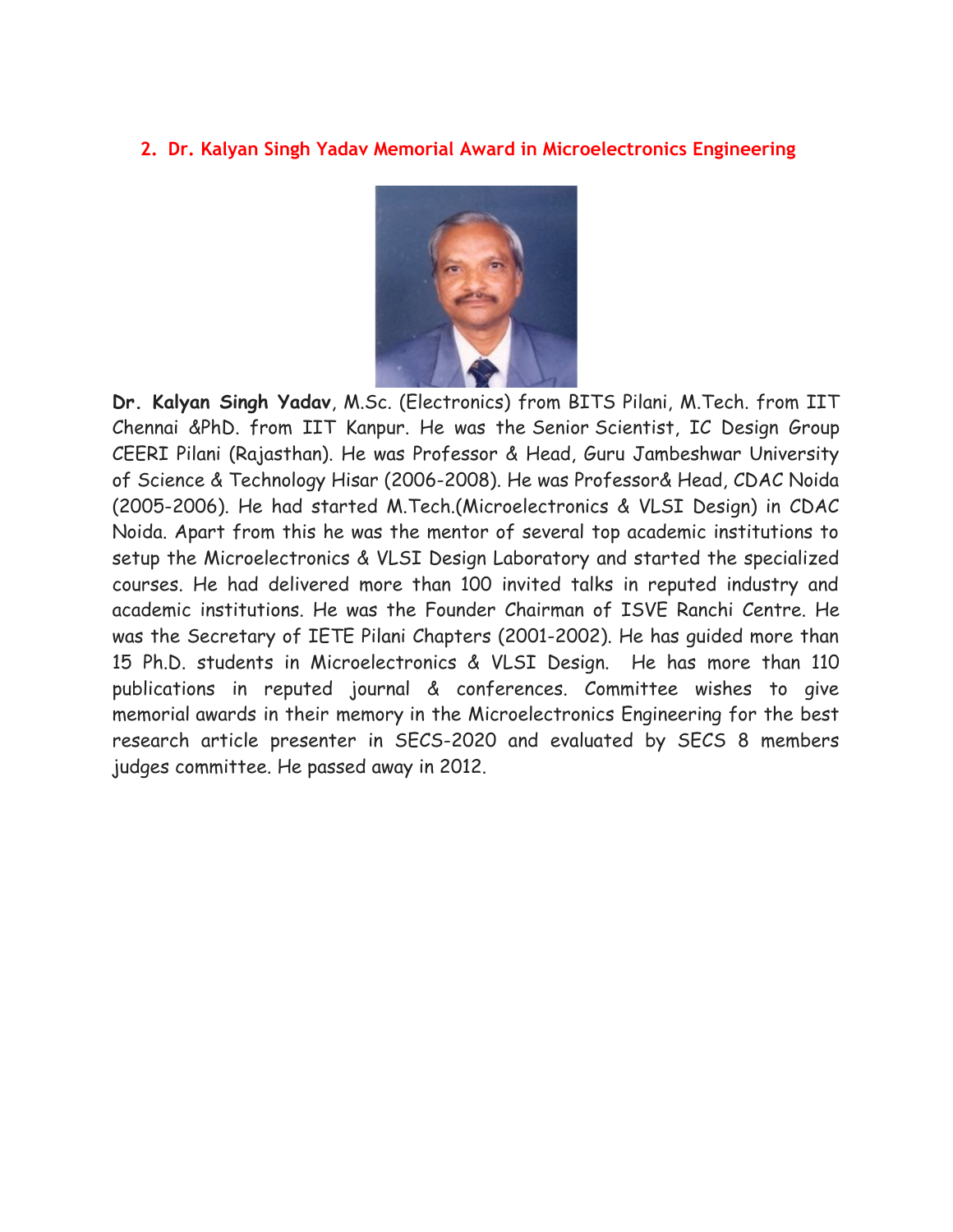## 2. Dr. Kalyan Singh Yadav Memorial Award in Microelectronics Engineering

**Dr. Kalyan Singh Yadav**, M.Sc. (Electronics) from BITS Pilani, M.Tech. from IIT Chennai &PhD. from IIT Kanpur. He was the Senior Scientist, IC Design Group CEERI Pilani (Rajasthan). He was Professor & Head, Guru Jambeshwar University of Science & Technology Hisar (2006-2008). He was Professor& Head, CDAC Noida (2005-2006). He had started M.Tech.(Microelectronics & VLSI Design) in CDAC Noida. Apart from this he was the mentor of several top academic institutions to setup the Microelectronics & VLSI Design Laboratory and started the specialized courses. He had delivered more than 100 invited talks in reputed industry and academic institutions. He was the Founder Chairman of ISVE Ranchi Centre. He was the Secretary of IETE Pilani Chapters (2001-2002). He has guided more than 15 Ph.D. students in Microelectronics & VLSI Design. He has more than 110 publications in reputed journal & conferences. Committee wishes to give memorial awards in their memory in the Microelectronics Engineering for the best research article presenter in SECS-2020 and evaluated by SECS 8 members judges committee. He passed away in 2012.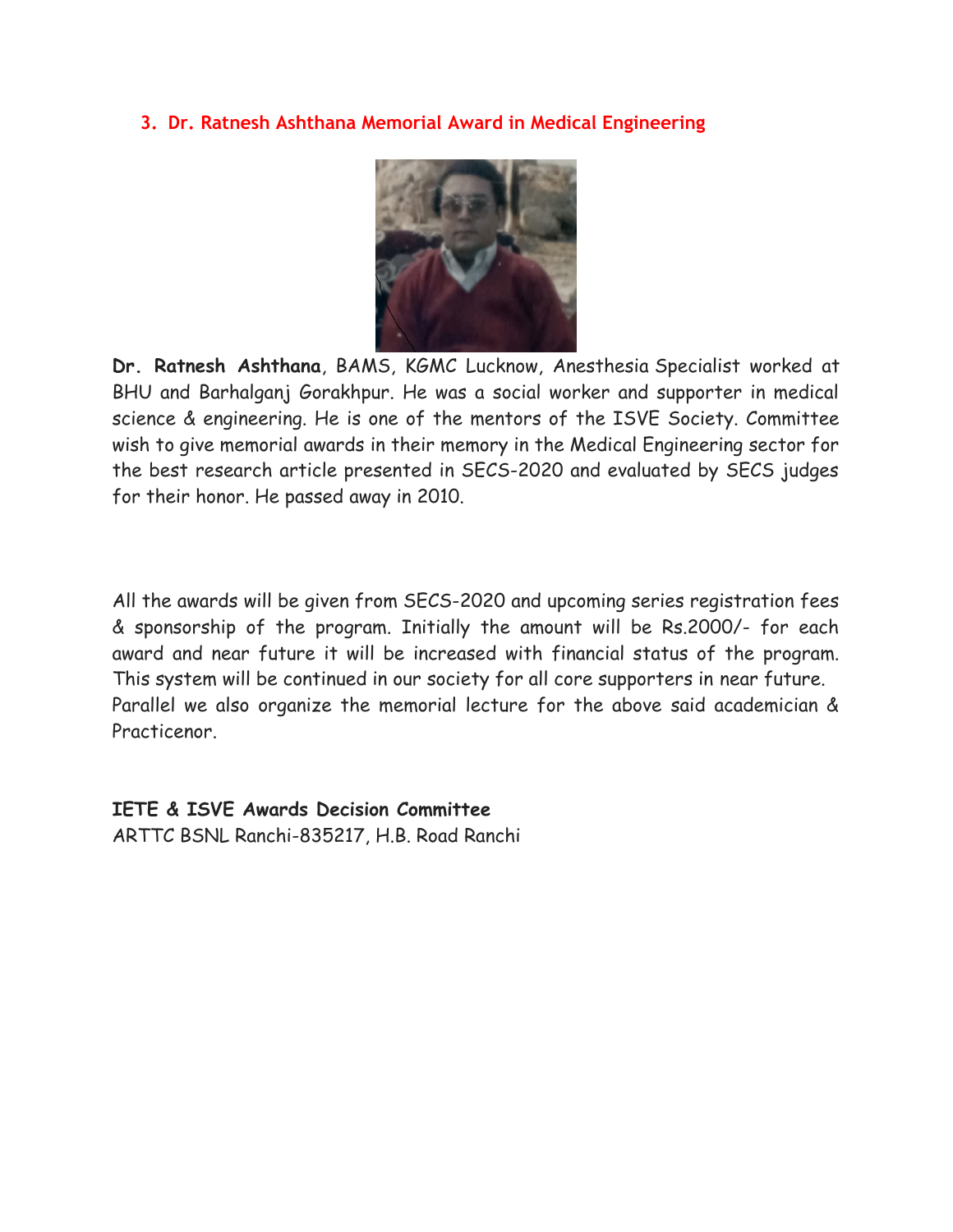### 3. Dr. Ratnesh Ashthana Memorial Award in Medical Engineering

**Dr. Ratnesh Ashthana**, BAMS, KGMC Lucknow, Anesthesia Specialist worked at BHU and Barhalganj Gorakhpur. He was a social worker and supporter in medical science & engineering. He is one of the mentors of the ISVE Society. Committee wish to give memorial awards in their memory in the Medical Engineering sector for the best research article presented in SECS-2020 and evaluated by SECS judges for their honor. He passed away in 2010.

All the awards will be given from SECS-2020 and upcoming series registration fees & sponsorship of the program. Initially the amount will be Rs.2000/- for each award and near future it will be increased with financial status of the program. This system will be continued in our society for all core supporters in near future. Parallel we also organize the memorial lecture for the above said academician & Practicenor.

**IETE & ISVE Awards Decision Committee**
ARTTC BSNL Ranchi-835217, H.B. Road Ranchi